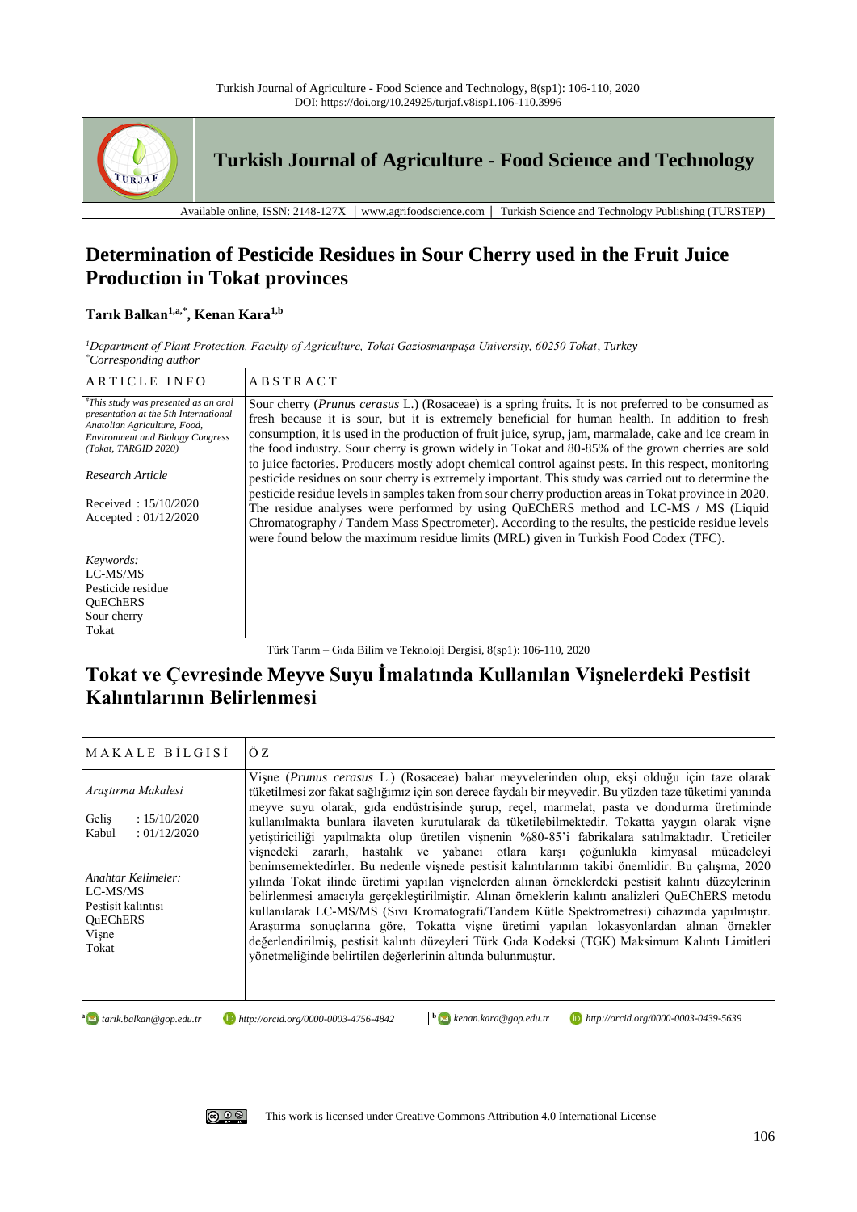# Determination of Pesticide Residues in Sour Cherry used in the Fruit Juice Production in Tokat provinces

**Tarık Balkan[1,a,*], Kenan Kara[1,b]**

*[1]Department of Plant Protection, Faculty of Agriculture, Tokat Gaziosmanpaşa University, 60250 Tokat, Turkey*
*[*]Corresponding author*

| ARTICLE INFO | ABSTRACT |
|---|---|
| *[#]This study was presented as an oral presentation at the 5th International Anatolian Agriculture, Food, Environment and Biology Congress (Tokat, TARGID 2020)*<br><br>*Research Article*<br><br>Received : 15/10/2020<br>Accepted : 01/12/2020<br><br>*Keywords:*<br>LC-MS/MS<br>Pesticide residue<br>QuEChERS<br>Sour cherry<br>Tokat | Sour cherry (*Prunus cerasus* L.) (Rosaceae) is a spring fruits. It is not preferred to be consumed as fresh because it is sour, but it is extremely beneficial for human health. In addition to fresh consumption, it is used in the production of fruit juice, syrup, jam, marmalade, cake and ice cream in the food industry. Sour cherry is grown widely in Tokat and 80-85% of the grown cherries are sold to juice factories. Producers mostly adopt chemical control against pests. In this respect, monitoring pesticide residues on sour cherry is extremely important. This study was carried out to determine the pesticide residue levels in samples taken from sour cherry production areas in Tokat province in 2020. The residue analyses were performed by using QuEChERS method and LC-MS / MS (Liquid Chromatography / Tandem Mass Spectrometer). According to the results, the pesticide residue levels were found below the maximum residue limits (MRL) given in Turkish Food Codex (TFC). |

# Tokat ve Çevresinde Meyve Suyu İmalatında Kullanılan Vişnelerdeki Pestisit Kalıntılarının Belirlenmesi

| MAKALE BİLGİSİ | ÖZ |
|---|---|
| *Araştırma Makalesi*<br><br>Geliş : 15/10/2020<br>Kabul : 01/12/2020<br><br>*Anahtar Kelimeler:*<br>LC-MS/MS<br>Pestisit kalıntısı<br>QuEChERS<br>Vişne<br>Tokat | Vişne (*Prunus cerasus* L.) (Rosaceae) bahar meyvelerinden olup, ekşi olduğu için taze olarak tüketilmesi zor fakat sağlığımız için son derece faydalı bir meyvedir. Bu yüzden taze tüketimi yanında meyve suyu olarak, gıda endüstrisinde şurup, reçel, marmelat, pasta ve dondurma üretiminde kullanılmakta bunlara ilaveten kurutularak da tüketilebilmektedir. Tokatta yaygın olarak vişne yetiştiriciliği yapılmakta olup üretilen vişnenin %80-85'i fabrikalara satılmaktadır. Üreticiler vişnedeki zararlı, hastalık ve yabancı otlara karşı çoğunlukla kimyasal mücadeleyi benimsemektedirler. Bu nedenle vişnede pestisit kalıntılarının takibi önemlidir. Bu çalışma, 2020 yılında Tokat ilinde üretimi yapılan vişnelerden alınan örneklerdeki pestisit kalıntı düzeylerinin belirlenmesi amacıyla gerçekleştirilmiştir. Alınan örneklerin kalıntı analizleri QuEChERS metodu kullanılarak LC-MS/MS (Sıvı Kromatografi/Tandem Kütle Spektrometresi) cihazında yapılmıştır. Araştırma sonuçlarına göre, Tokatta vişne üretimi yapılan lokasyonlardan alınan örnekler değerlendirilmiş, pestisit kalıntı düzeyleri Türk Gıda Kodeksi (TGK) Maksimum Kalıntı Limitleri yönetmeliğinde belirtilen değerlerinin altında bulunmuştur. |

[a] tarik.balkan@gop.edu.tr  http://orcid.org/0000-0003-4756-4842
[b] kenan.kara@gop.edu.tr  http://orcid.org/0000-0003-0439-5639

This work is licensed under Creative Commons Attribution 4.0 International License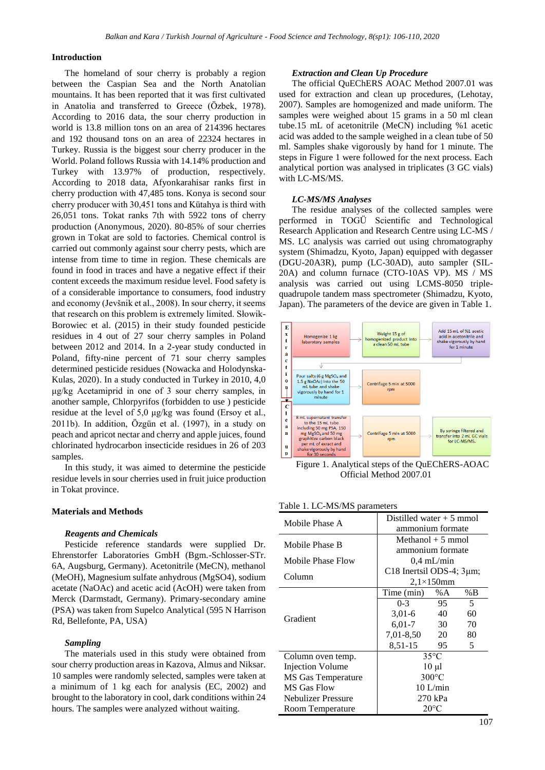## Introduction

The homeland of sour cherry is probably a region between the Caspian Sea and the North Anatolian mountains. It has been reported that it was first cultivated in Anatolia and transferred to Greece (Özbek, 1978). According to 2016 data, the sour cherry production in world is 13.8 million tons on an area of 214396 hectares and 192 thousand tons on an area of 22324 hectares in Turkey. Russia is the biggest sour cherry producer in the World. Poland follows Russia with 14.14% production and Turkey with 13.97% of production, respectively. According to 2018 data, Afyonkarahisar ranks first in cherry production with 47,485 tons. Konya is second sour cherry producer with 30,451 tons and Kütahya is third with 26,051 tons. Tokat ranks 7th with 5922 tons of cherry production (Anonymous, 2020). 80-85% of sour cherries grown in Tokat are sold to factories. Chemical control is carried out commonly against sour cherry pests, which are intense from time to time in region. These chemicals are found in food in traces and have a negative effect if their content exceeds the maximum residue level. Food safety is of a considerable importance to consumers, food industry and economy (Jevšnik et al., 2008). In sour cherry, it seems that research on this problem is extremely limited. Słowik-Borowiec et al. (2015) in their study founded pesticide residues in 4 out of 27 sour cherry samples in Poland between 2012 and 2014. In a 2-year study conducted in Poland, fifty-nine percent of 71 sour cherry samples determined pesticide residues (Nowacka and Holodynska-Kulas, 2020). In a study conducted in Turkey in 2010, 4,0 µg/kg Acetamiprid in one of 3 sour cherry samples, in another sample, Chlorpyrifos (forbidden to use ) pesticide residue at the level of 5,0 µg/kg was found (Ersoy et al., 2011b). In addition, Özgün et al. (1997), in a study on peach and apricot nectar and cherry and apple juices, found chlorinated hydrocarbon insecticide residues in 26 of 203 samples.

In this study, it was aimed to determine the pesticide residue levels in sour cherries used in fruit juice production in Tokat province.

## Materials and Methods

### *Reagents and Chemicals*

Pesticide reference standards were supplied Dr. Ehrenstorfer Laboratories GmbH (Bgm.-Schlosser-STr. 6A, Augsburg, Germany). Acetonitrile (MeCN), methanol (MeOH), Magnesium sulfate anhydrous (MgSO4), sodium acetate (NaOAc) and acetic acid (AcOH) were taken from Merck (Darmstadt, Germany). Primary-secondary amine (PSA) was taken from Supelco Analytical (595 N Harrison Rd, Bellefonte, PA, USA)

### *Sampling*

The materials used in this study were obtained from sour cherry production areas in Kazova, Almus and Niksar. 10 samples were randomly selected, samples were taken at a minimum of 1 kg each for analysis (EC, 2002) and brought to the laboratory in cool, dark conditions within 24 hours. The samples were analyzed without waiting.

### *Extraction and Clean Up Procedure*

The official QuEChERS AOAC Method 2007.01 was used for extraction and clean up procedures, (Lehotay, 2007). Samples are homogenized and made uniform. The samples were weighed about 15 grams in a 50 ml clean tube.15 mL of acetonitrile (MeCN) including %1 acetic acid was added to the sample weighed in a clean tube of 50 ml. Samples shake vigorously by hand for 1 minute. The steps in Figure 1 were followed for the next process. Each analytical portion was analysed in triplicates (3 GC vials) with LC-MS/MS.

### *LC-MS/MS Analyses*

The residue analyses of the collected samples were performed in TOGÜ Scientific and Technological Research Application and Research Centre using LC-MS / MS. LC analysis was carried out using chromatography system (Shimadzu, Kyoto, Japan) equipped with degasser (DGU-20A3R), pump (LC-30AD), auto sampler (SIL-20A) and column furnace (CTO-10AS VP). MS / MS analysis was carried out using LCMS-8050 triple-quadrupole tandem mass spectrometer (Shimadzu, Kyoto, Japan). The parameters of the device are given in Table 1.

**Extraction:** Homogenize 1 kg laboratory samples → Weight 15 g of homogenized product into a clean 50 mL tube → Add 15 mL of %1 acetic acid in acetonitrile and shake vigorously by hand for 1 minute → Pour salts (6 g $MgSO_4$ and 1.5 g NaOAc) into the 50 mL tube and shake vigorously by hand for 1 minute → Centrifuge 5 min at 5000 rpm

**Clean up:** 8 mL supernatant transfer to the 15 mL tube including 50 mg PSA, 150 mg $MgSO_4$ and 50 mg graphitize carbon black per mL of exract and shake vigorously by hand for 30 seconds → Centrifuge 5 min at 5000 rpm → By syringe filtered and transfer into 2 mL GC vials for LC-MS/MS.

Figure 1. Analytical steps of the QuEChERS-AOAC Official Method 2007.01

Table 1. LC-MS/MS parameters

| Parameter | Value | | |
|---|---|---|---|
| Mobile Phase A | Distilled water + 5 mmol ammonium formate | | |
| Mobile Phase B | Methanol + 5 mmol ammonium formate | | |
| Mobile Phase Flow | 0,4 mL/min | | |
| Column | C18 Inertsil ODS-4; 3µm; 2,1×150mm | | |
| Gradient | Time (min) | %A | %B |
| | 0-3 | 95 | 5 |
| | 3,01-6 | 40 | 60 |
| | 6,01-7 | 30 | 70 |
| | 7,01-8,50 | 20 | 80 |
| | 8,51-15 | 95 | 5 |
| Column oven temp. | 35°C | | |
| Injection Volume | 10 µl | | |
| MS Gas Temperature | 300°C | | |
| MS Gas Flow | 10 L/min | | |
| Nebulizer Pressure | 270 kPa | | |
| Room Temperature | 20°C | | |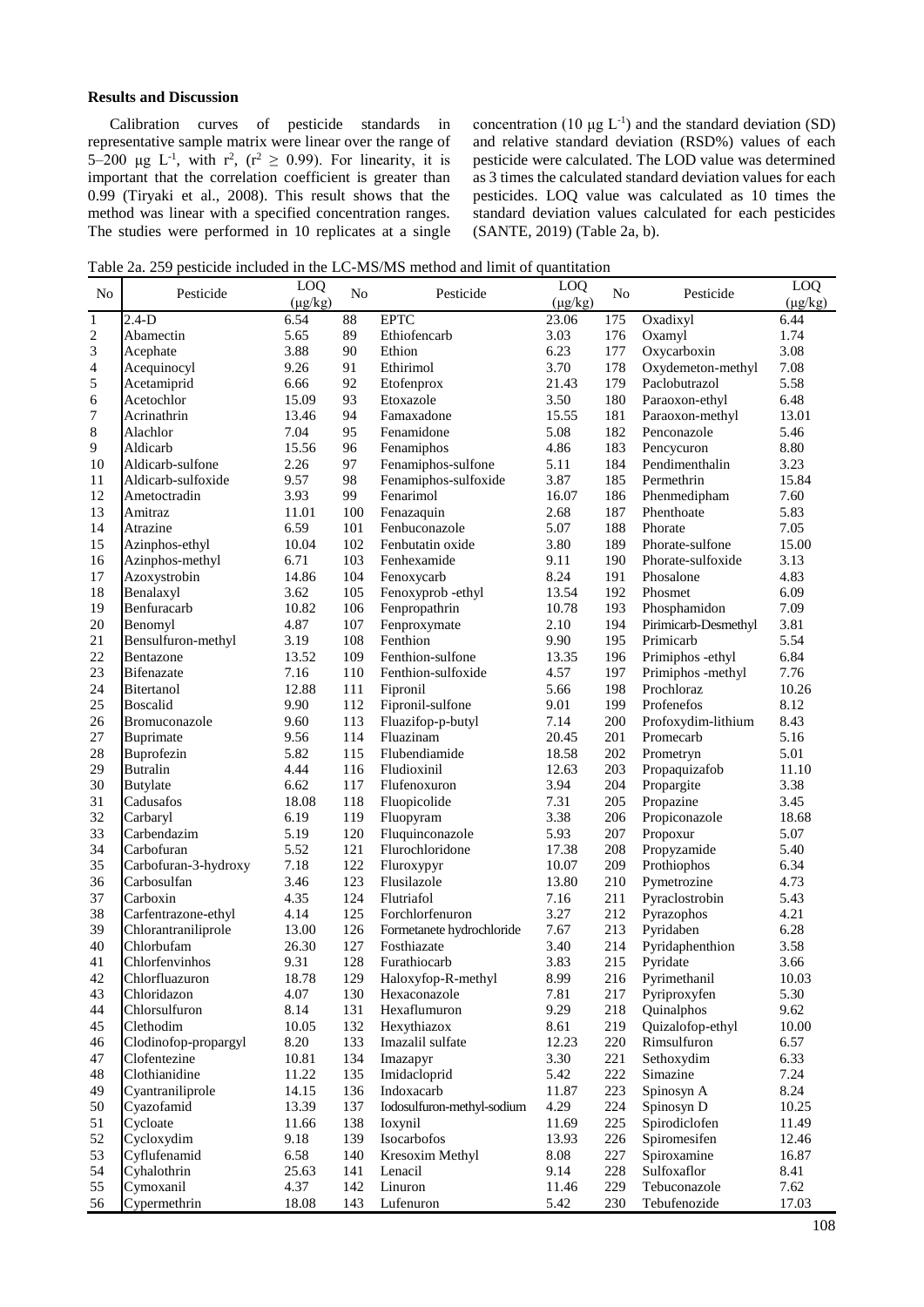**Results and Discussion**

Calibration curves of pesticide standards in representative sample matrix were linear over the range of 5–200 μg $L^{-1}$, with $r^2$, ($r^2 \geq 0.99$). For linearity, it is important that the correlation coefficient is greater than 0.99 (Tiryaki et al., 2008). This result shows that the method was linear with a specified concentration ranges. The studies were performed in 10 replicates at a single concentration (10 μg $L^{-1}$) and the standard deviation (SD) and relative standard deviation (RSD%) values of each pesticide were calculated. The LOD value was determined as 3 times the calculated standard deviation values for each pesticides. LOQ value was calculated as 10 times the standard deviation values calculated for each pesticides (SANTE, 2019) (Table 2a, b).

Table 2a. 259 pesticide included in the LC-MS/MS method and limit of quantitation

| No | Pesticide | LOQ (μg/kg) | No | Pesticide | LOQ (μg/kg) | No | Pesticide | LOQ (μg/kg) |
|---|---|---|---|---|---|---|---|---|
| 1 | 2.4-D | 6.54 | 88 | EPTC | 23.06 | 175 | Oxadixyl | 6.44 |
| 2 | Abamectin | 5.65 | 89 | Ethiofencarb | 3.03 | 176 | Oxamyl | 1.74 |
| 3 | Acephate | 3.88 | 90 | Ethion | 6.23 | 177 | Oxycarboxin | 3.08 |
| 4 | Acequinocyl | 9.26 | 91 | Ethirimol | 3.70 | 178 | Oxydemeton-methyl | 7.08 |
| 5 | Acetamiprid | 6.66 | 92 | Etofenprox | 21.43 | 179 | Paclobutrazol | 5.58 |
| 6 | Acetochlor | 15.09 | 93 | Etoxazole | 3.50 | 180 | Paraoxon-ethyl | 6.48 |
| 7 | Acrinathrin | 13.46 | 94 | Famaxadone | 15.55 | 181 | Paraoxon-methyl | 13.01 |
| 8 | Alachlor | 7.04 | 95 | Fenamidone | 5.08 | 182 | Penconazole | 5.46 |
| 9 | Aldicarb | 15.56 | 96 | Fenamiphos | 4.86 | 183 | Pencycuron | 8.80 |
| 10 | Aldicarb-sulfone | 2.26 | 97 | Fenamiphos-sulfone | 5.11 | 184 | Pendimenthalin | 3.23 |
| 11 | Aldicarb-sulfoxide | 9.57 | 98 | Fenamiphos-sulfoxide | 3.87 | 185 | Permethrin | 15.84 |
| 12 | Ametoctradin | 3.93 | 99 | Fenarimol | 16.07 | 186 | Phenmedipham | 7.60 |
| 13 | Amitraz | 11.01 | 100 | Fenazaquin | 2.68 | 187 | Phenthoate | 5.83 |
| 14 | Atrazine | 6.59 | 101 | Fenbuconazole | 5.07 | 188 | Phorate | 7.05 |
| 15 | Azinphos-ethyl | 10.04 | 102 | Fenbutatin oxide | 3.80 | 189 | Phorate-sulfone | 15.00 |
| 16 | Azinphos-methyl | 6.71 | 103 | Fenhexamide | 9.11 | 190 | Phorate-sulfoxide | 3.13 |
| 17 | Azoxystrobin | 14.86 | 104 | Fenoxycarb | 8.24 | 191 | Phosalone | 4.83 |
| 18 | Benalaxyl | 3.62 | 105 | Fenoxyprob -ethyl | 13.54 | 192 | Phosmet | 6.09 |
| 19 | Benfuracarb | 10.82 | 106 | Fenpropathrin | 10.78 | 193 | Phosphamidon | 7.09 |
| 20 | Benomyl | 4.87 | 107 | Fenproxymate | 2.10 | 194 | Pirimicarb-Desmethyl | 3.81 |
| 21 | Bensulfuron-methyl | 3.19 | 108 | Fenthion | 9.90 | 195 | Primicarb | 5.54 |
| 22 | Bentazone | 13.52 | 109 | Fenthion-sulfone | 13.35 | 196 | Primiphos -ethyl | 6.84 |
| 23 | Bifenazate | 7.16 | 110 | Fenthion-sulfoxide | 4.57 | 197 | Primiphos -methyl | 7.76 |
| 24 | Bitertanol | 12.88 | 111 | Fipronil | 5.66 | 198 | Prochloraz | 10.26 |
| 25 | Boscalid | 9.90 | 112 | Fipronil-sulfone | 9.01 | 199 | Profenefos | 8.12 |
| 26 | Bromuconazole | 9.60 | 113 | Fluazifop-p-butyl | 7.14 | 200 | Profoxydim-lithium | 8.43 |
| 27 | Buprimate | 9.56 | 114 | Fluazinam | 20.45 | 201 | Promecarb | 5.16 |
| 28 | Buprofezin | 5.82 | 115 | Flubendiamide | 18.58 | 202 | Prometryn | 5.01 |
| 29 | Butralin | 4.44 | 116 | Fludioxinil | 12.63 | 203 | Propaquizafob | 11.10 |
| 30 | Butylate | 6.62 | 117 | Flufenoxuron | 3.94 | 204 | Propargite | 3.38 |
| 31 | Cadusafos | 18.08 | 118 | Fluopicolide | 7.31 | 205 | Propazine | 3.45 |
| 32 | Carbaryl | 6.19 | 119 | Fluopyram | 3.38 | 206 | Propiconazole | 18.68 |
| 33 | Carbendazim | 5.19 | 120 | Fluquinconazole | 5.93 | 207 | Propoxur | 5.07 |
| 34 | Carbofuran | 5.52 | 121 | Flurochloridone | 17.38 | 208 | Propyzamide | 5.40 |
| 35 | Carbofuran-3-hydroxy | 7.18 | 122 | Fluroxypyr | 10.07 | 209 | Prothiophos | 6.34 |
| 36 | Carbosulfan | 3.46 | 123 | Flusilazole | 13.80 | 210 | Pymetrozine | 4.73 |
| 37 | Carboxin | 4.35 | 124 | Flutriafol | 7.16 | 211 | Pyraclostrobin | 5.43 |
| 38 | Carfentrazone-ethyl | 4.14 | 125 | Forchlorfenuron | 3.27 | 212 | Pyrazophos | 4.21 |
| 39 | Chlorantraniliprole | 13.00 | 126 | Formetanete hydrochloride | 7.67 | 213 | Pyridaben | 6.28 |
| 40 | Chlorbufam | 26.30 | 127 | Fosthiazate | 3.40 | 214 | Pyridaphenthion | 3.58 |
| 41 | Chlorfenvinhos | 9.31 | 128 | Furathiocarb | 3.83 | 215 | Pyridate | 3.66 |
| 42 | Chlorfluazuron | 18.78 | 129 | Haloxyfop-R-methyl | 8.99 | 216 | Pyrimethanil | 10.03 |
| 43 | Chloridazon | 4.07 | 130 | Hexaconazole | 7.81 | 217 | Pyriproxyfen | 5.30 |
| 44 | Chlorsulfuron | 8.14 | 131 | Hexaflumuron | 9.29 | 218 | Quinalphos | 9.62 |
| 45 | Clethodim | 10.05 | 132 | Hexythiazox | 8.61 | 219 | Quizalofop-ethyl | 10.00 |
| 46 | Clodinofop-propargyl | 8.20 | 133 | Imazalil sulfate | 12.23 | 220 | Rimsulfuron | 6.57 |
| 47 | Clofentezine | 10.81 | 134 | Imazapyr | 3.30 | 221 | Sethoxydim | 6.33 |
| 48 | Clothianidine | 11.22 | 135 | Imidacloprid | 5.42 | 222 | Simazine | 7.24 |
| 49 | Cyantraniliprole | 14.15 | 136 | Indoxacarb | 11.87 | 223 | Spinosyn A | 8.24 |
| 50 | Cyazofamid | 13.39 | 137 | Iodosulfuron-methyl-sodium | 4.29 | 224 | Spinosyn D | 10.25 |
| 51 | Cycloate | 11.66 | 138 | Ioxynil | 11.69 | 225 | Spirodiclofen | 11.49 |
| 52 | Cycloxydim | 9.18 | 139 | Isocarbofos | 13.93 | 226 | Spiromesifen | 12.46 |
| 53 | Cyflufenamid | 6.58 | 140 | Kresoxim Methyl | 8.08 | 227 | Spiroxamine | 16.87 |
| 54 | Cyhalothrin | 25.63 | 141 | Lenacil | 9.14 | 228 | Sulfoxaflor | 8.41 |
| 55 | Cymoxanil | 4.37 | 142 | Linuron | 11.46 | 229 | Tebuconazole | 7.62 |
| 56 | Cypermethrin | 18.08 | 143 | Lufenuron | 5.42 | 230 | Tebufenozide | 17.03 |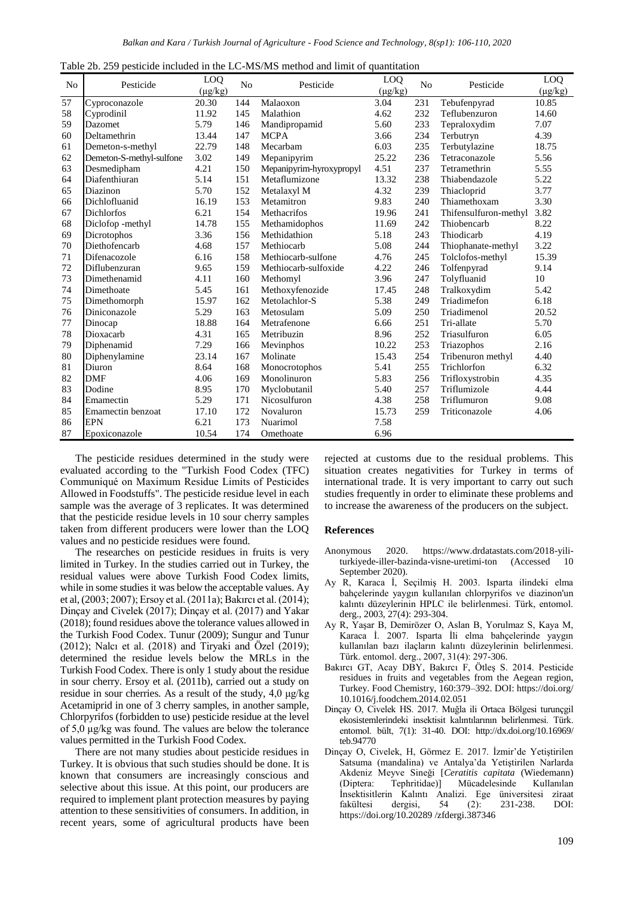Table 2b. 259 pesticide included in the LC-MS/MS method and limit of quantitation

| No | Pesticide | LOQ (μg/kg) | No | Pesticide | LOQ (μg/kg) | No | Pesticide | LOQ (μg/kg) |
|---|---|---|---|---|---|---|---|---|
| 57 | Cyproconazole | 20.30 | 144 | Malaoxon | 3.04 | 231 | Tebufenpyrad | 10.85 |
| 58 | Cyprodinil | 11.92 | 145 | Malathion | 4.62 | 232 | Teflubenzuron | 14.60 |
| 59 | Dazomet | 5.79 | 146 | Mandipropamid | 5.60 | 233 | Tepraloxydim | 7.07 |
| 60 | Deltamethrin | 13.44 | 147 | MCPA | 3.66 | 234 | Terbutryn | 4.39 |
| 61 | Demeton-s-methyl | 22.79 | 148 | Mecarbam | 6.03 | 235 | Terbutylazine | 18.75 |
| 62 | Demeton-S-methyl-sulfone | 3.02 | 149 | Mepanipyrim | 25.22 | 236 | Tetraconazole | 5.56 |
| 63 | Desmedipham | 4.21 | 150 | Mepanipyrim-hyroxypropyl | 4.51 | 237 | Tetramethrin | 5.55 |
| 64 | Diafenthiuran | 5.14 | 151 | Metaflumizone | 13.32 | 238 | Thiabendazole | 5.22 |
| 65 | Diazinon | 5.70 | 152 | Metalaxyl M | 4.32 | 239 | Thiacloprid | 3.77 |
| 66 | Dichlofluanid | 16.19 | 153 | Metamitron | 9.83 | 240 | Thiamethoxam | 3.30 |
| 67 | Dichlorfos | 6.21 | 154 | Methacrifos | 19.96 | 241 | Thifensulfuron-methyl | 3.82 |
| 68 | Diclofop -methyl | 14.78 | 155 | Methamidophos | 11.69 | 242 | Thiobencarb | 8.22 |
| 69 | Dicrotophos | 3.36 | 156 | Methidathion | 5.18 | 243 | Thiodicarb | 4.19 |
| 70 | Diethofencarb | 4.68 | 157 | Methiocarb | 5.08 | 244 | Thiophanate-methyl | 3.22 |
| 71 | Difenacozole | 6.16 | 158 | Methiocarb-sulfone | 4.76 | 245 | Tolclofos-methyl | 15.39 |
| 72 | Diflubenzuran | 9.65 | 159 | Methiocarb-sulfoxide | 4.22 | 246 | Tolfenpyrad | 9.14 |
| 73 | Dimethenamid | 4.11 | 160 | Methomyl | 3.96 | 247 | Tolyfluanid | 10 |
| 74 | Dimethoate | 5.45 | 161 | Methoxyfenozide | 17.45 | 248 | Tralkoxydim | 5.42 |
| 75 | Dimethomorph | 15.97 | 162 | Metolachlor-S | 5.38 | 249 | Triadimefon | 6.18 |
| 76 | Diniconazole | 5.29 | 163 | Metosulam | 5.09 | 250 | Triadimenol | 20.52 |
| 77 | Dinocap | 18.88 | 164 | Metrafenone | 6.66 | 251 | Tri-allate | 5.70 |
| 78 | Dioxacarb | 4.31 | 165 | Metribuzin | 8.96 | 252 | Triasulfuron | 6.05 |
| 79 | Diphenamid | 7.29 | 166 | Mevinphos | 10.22 | 253 | Triazophos | 2.16 |
| 80 | Diphenylamine | 23.14 | 167 | Molinate | 15.43 | 254 | Tribenuron methyl | 4.40 |
| 81 | Diuron | 8.64 | 168 | Monocrotophos | 5.41 | 255 | Trichlorfon | 6.32 |
| 82 | DMF | 4.06 | 169 | Monolinuron | 5.83 | 256 | Trifloxystrobin | 4.35 |
| 83 | Dodine | 8.95 | 170 | Myclobutanil | 5.40 | 257 | Triflumizole | 4.44 |
| 84 | Emamectin | 5.29 | 171 | Nicosulfuron | 4.38 | 258 | Triflumuron | 9.08 |
| 85 | Emamectin benzoat | 17.10 | 172 | Novaluron | 15.73 | 259 | Triticonazole | 4.06 |
| 86 | EPN | 6.21 | 173 | Nuarimol | 7.58 | | | |
| 87 | Epoxiconazole | 10.54 | 174 | Omethoate | 6.96 | | | |

The pesticide residues determined in the study were evaluated according to the "Turkish Food Codex (TFC) Communiqué on Maximum Residue Limits of Pesticides Allowed in Foodstuffs". The pesticide residue level in each sample was the average of 3 replicates. It was determined that the pesticide residue levels in 10 sour cherry samples taken from different producers were lower than the LOQ values and no pesticide residues were found.

The researches on pesticide residues in fruits is very limited in Turkey. In the studies carried out in Turkey, the residual values were above Turkish Food Codex limits, while in some studies it was below the acceptable values. Ay et al, (2003; 2007); Ersoy et al. (2011a); Bakırcı et al. (2014); Dinçay and Civelek (2017); Dinçay et al. (2017) and Yakar (2018); found residues above the tolerance values allowed in the Turkish Food Codex. Tunur (2009); Sungur and Tunur (2012); Nalcı et al. (2018) and Tiryaki and Özel (2019); determined the residue levels below the MRLs in the Turkish Food Codex. There is only 1 study about the residue in sour cherry. Ersoy et al. (2011b), carried out a study on residue in sour cherries. As a result of the study, 4,0 μg/kg Acetamiprid in one of 3 cherry samples, in another sample, Chlorpyrifos (forbidden to use) pesticide residue at the level of 5,0 μg/kg was found. The values are below the tolerance values permitted in the Turkish Food Codex.

There are not many studies about pesticide residues in Turkey. It is obvious that such studies should be done. It is known that consumers are increasingly conscious and selective about this issue. At this point, our producers are required to implement plant protection measures by paying attention to these sensitivities of consumers. In addition, in recent years, some of agricultural products have been rejected at customs due to the residual problems. This situation creates negativities for Turkey in terms of international trade. It is very important to carry out such studies frequently in order to eliminate these problems and to increase the awareness of the producers on the subject.

## References

Anonymous 2020. https://www.drdatastats.com/2018-yili-turkiyede-iller-bazinda-visne-uretimi-ton (Accessed 10 September 2020).

Ay R, Karaca İ, Seçilmiş H. 2003. Isparta ilindeki elma bahçelerinde yaygın kullanılan chlorpyrifos ve diazinon'un kalıntı düzeylerinin HPLC ile belirlenmesi. Türk, entomol. derg., 2003, 27(4): 293-304.

Ay R, Yaşar B, Demirözer O, Aslan B, Yorulmaz S, Kaya M, Karaca İ. 2007. Isparta İli elma bahçelerinde yaygın kullanılan bazı ilaçların kalıntı düzeylerinin belirlenmesi. Türk. entomol. derg., 2007, 31(4): 297-306.

Bakırcı GT, Acay DBY, Bakırcı F, Ötleş S. 2014. Pesticide residues in fruits and vegetables from the Aegean region, Turkey. Food Chemistry, 160:379–392. DOI: https://doi.org/10.1016/j.foodchem.2014.02.051

Dinçay O, Civelek HS. 2017. Muğla ili Ortaca Bölgesi turunçgil ekosistemlerindeki insektisit kalıntılarının belirlenmesi. Türk. entomol. bült, 7(1): 31-40. DOI: http://dx.doi.org/10.16969/teb.94770

Dinçay O, Civelek, H, Görmez E. 2017. İzmir'de Yetiştirilen Satsuma (mandalina) ve Antalya'da Yetiştirilen Narlarda Akdeniz Meyve Sineği [*Ceratitis capitata* (Wiedemann) (Diptera: Tephritidae)] Mücadelesinde Kullanılan İnsektisitlerin Kalıntı Analizi. Ege üniversitesi ziraat fakültesi dergisi, 54 (2): 231-238. DOI: https://doi.org/10.20289 /zfdergi.387346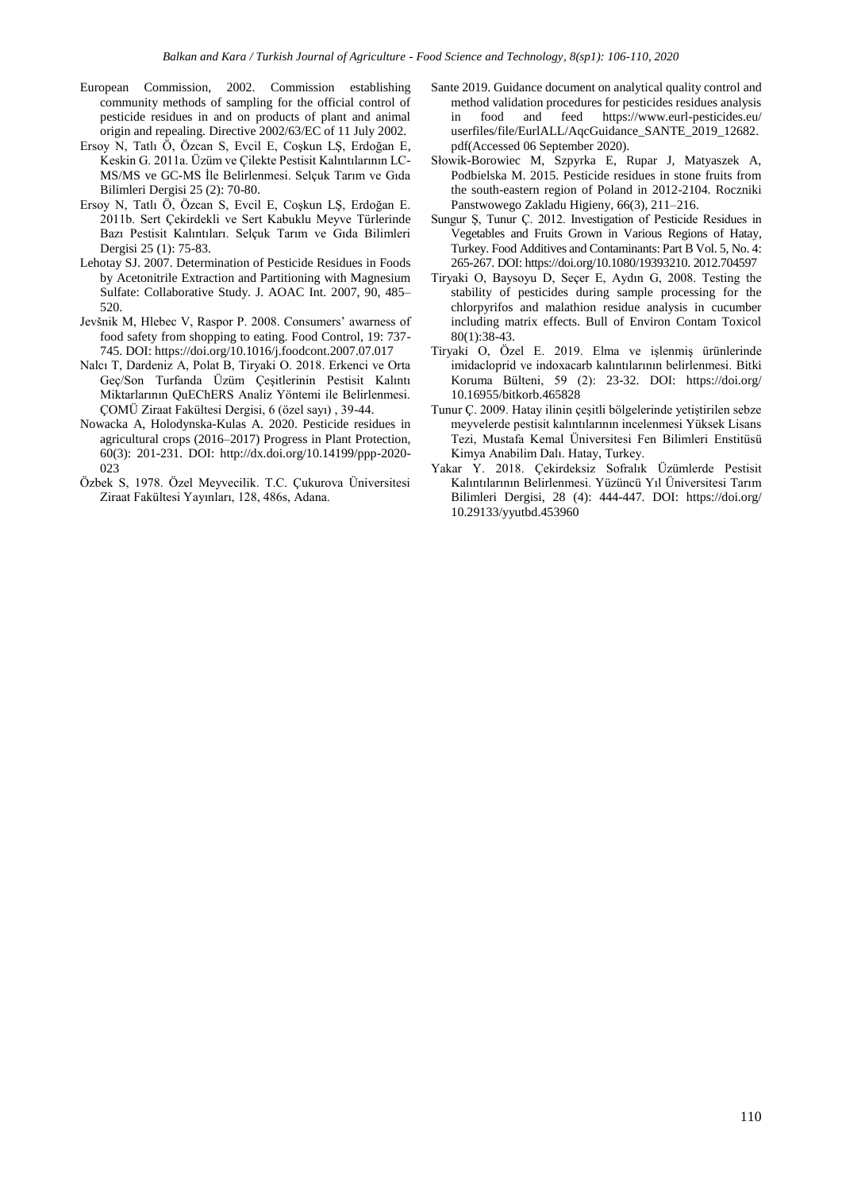European Commission, 2002. Commission establishing community methods of sampling for the official control of pesticide residues in and on products of plant and animal origin and repealing. Directive 2002/63/EC of 11 July 2002.

Ersoy N, Tatlı Ö, Özcan S, Evcil E, Coşkun LŞ, Erdoğan E, Keskin G. 2011a. Üzüm ve Çilekte Pestisit Kalıntılarının LC-MS/MS ve GC-MS İle Belirlenmesi. Selçuk Tarım ve Gıda Bilimleri Dergisi 25 (2): 70-80.

Ersoy N, Tatlı Ö, Özcan S, Evcil E, Coşkun LŞ, Erdoğan E. 2011b. Sert Çekirdekli ve Sert Kabuklu Meyve Türlerinde Bazı Pestisit Kalıntıları. Selçuk Tarım ve Gıda Bilimleri Dergisi 25 (1): 75-83.

Lehotay SJ. 2007. Determination of Pesticide Residues in Foods by Acetonitrile Extraction and Partitioning with Magnesium Sulfate: Collaborative Study. J. AOAC Int. 2007, 90, 485–520.

Jevšnik M, Hlebec V, Raspor P. 2008. Consumers' awarness of food safety from shopping to eating. Food Control, 19: 737-745. DOI: https://doi.org/10.1016/j.foodcont.2007.07.017

Nalcı T, Dardeniz A, Polat B, Tiryaki O. 2018. Erkenci ve Orta Geç/Son Turfanda Üzüm Çeşitlerinin Pestisit Kalıntı Miktarlarının QuEChERS Analiz Yöntemi ile Belirlenmesi. ÇOMÜ Ziraat Fakültesi Dergisi, 6 (özel sayı) , 39-44.

Nowacka A, Holodynska-Kulas A. 2020. Pesticide residues in agricultural crops (2016–2017) Progress in Plant Protection, 60(3): 201-231. DOI: http://dx.doi.org/10.14199/ppp-2020-023

Özbek S, 1978. Özel Meyvecilik. T.C. Çukurova Üniversitesi Ziraat Fakültesi Yayınları, 128, 486s, Adana.

Sante 2019. Guidance document on analytical quality control and method validation procedures for pesticides residues analysis in food and feed https://www.eurl-pesticides.eu/userfiles/file/EurlALL/AqcGuidance_SANTE_2019_12682.pdf(Accessed 06 September 2020).

Słowik-Borowiec M, Szpyrka E, Rupar J, Matyaszek A, Podbielska M. 2015. Pesticide residues in stone fruits from the south-eastern region of Poland in 2012-2104. Roczniki Panstwowego Zakladu Higieny, 66(3), 211–216.

Sungur Ş, Tunur Ç. 2012. Investigation of Pesticide Residues in Vegetables and Fruits Grown in Various Regions of Hatay, Turkey. Food Additives and Contaminants: Part B Vol. 5, No. 4: 265-267. DOI: https://doi.org/10.1080/19393210. 2012.704597

Tiryaki O, Baysoyu D, Seçer E, Aydın G, 2008. Testing the stability of pesticides during sample processing for the chlorpyrifos and malathion residue analysis in cucumber including matrix effects. Bull of Environ Contam Toxicol 80(1):38-43.

Tiryaki O, Özel E. 2019. Elma ve işlenmiş ürünlerinde imidacloprid ve indoxacarb kalıntılarının belirlenmesi. Bitki Koruma Bülteni, 59 (2): 23-32. DOI: https://doi.org/10.16955/bitkorb.465828

Tunur Ç. 2009. Hatay ilinin çeşitli bölgelerinde yetiştirilen sebze meyvelerde pestisit kalıntılarının incelenmesi Yüksek Lisans Tezi, Mustafa Kemal Üniversitesi Fen Bilimleri Enstitüsü Kimya Anabilim Dalı. Hatay, Turkey.

Yakar Y. 2018. Çekirdeksiz Sofralık Üzümlerde Pestisit Kalıntılarının Belirlenmesi. Yüzüncü Yıl Üniversitesi Tarım Bilimleri Dergisi, 28 (4): 444-447. DOI: https://doi.org/10.29133/yyutbd.453960